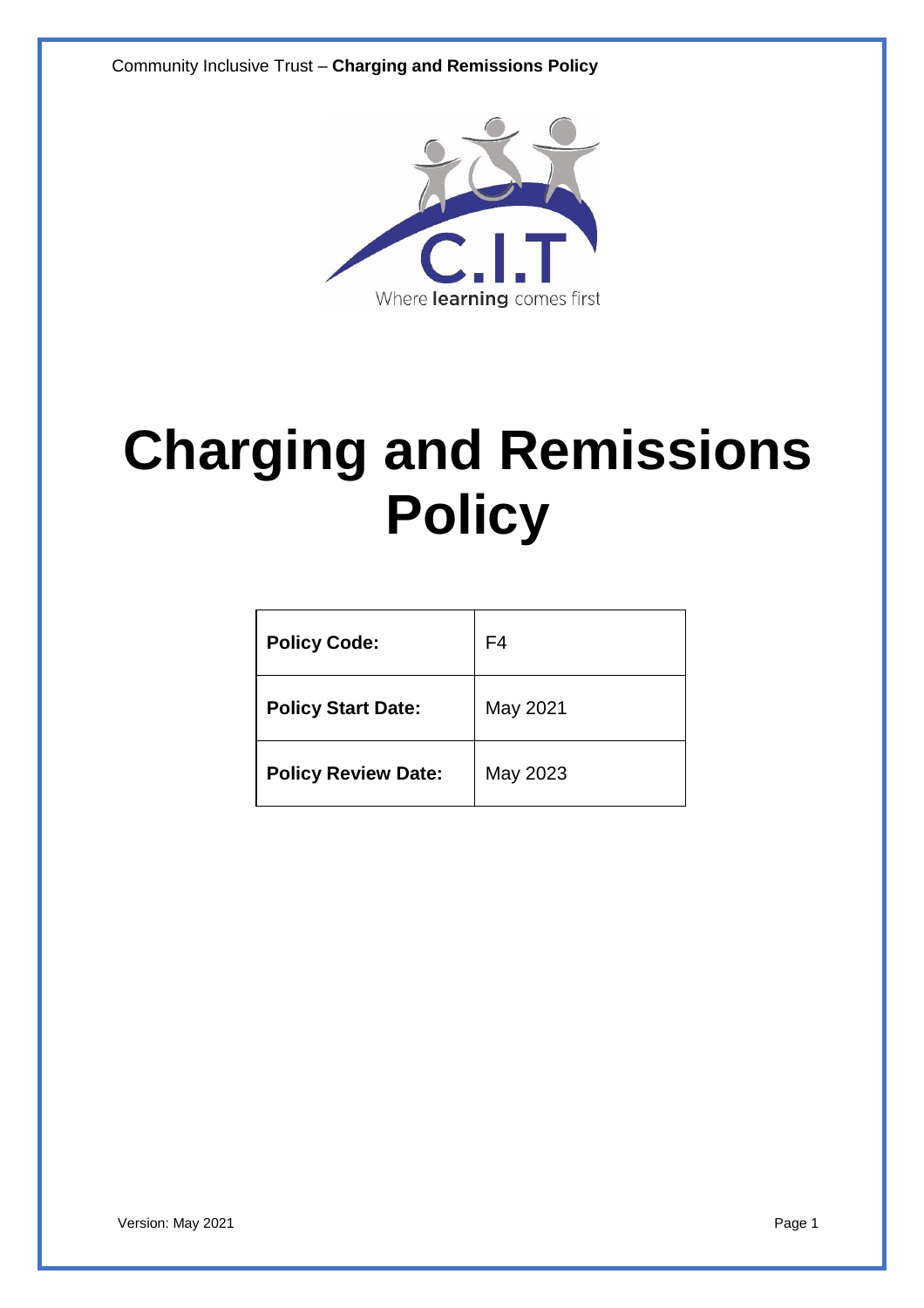# Charging and Remissions Policy

| Policy Code: | F4 |
| --- | --- |
| Policy Start Date: | May 2021 |
| Policy Review Date: | May 2023 |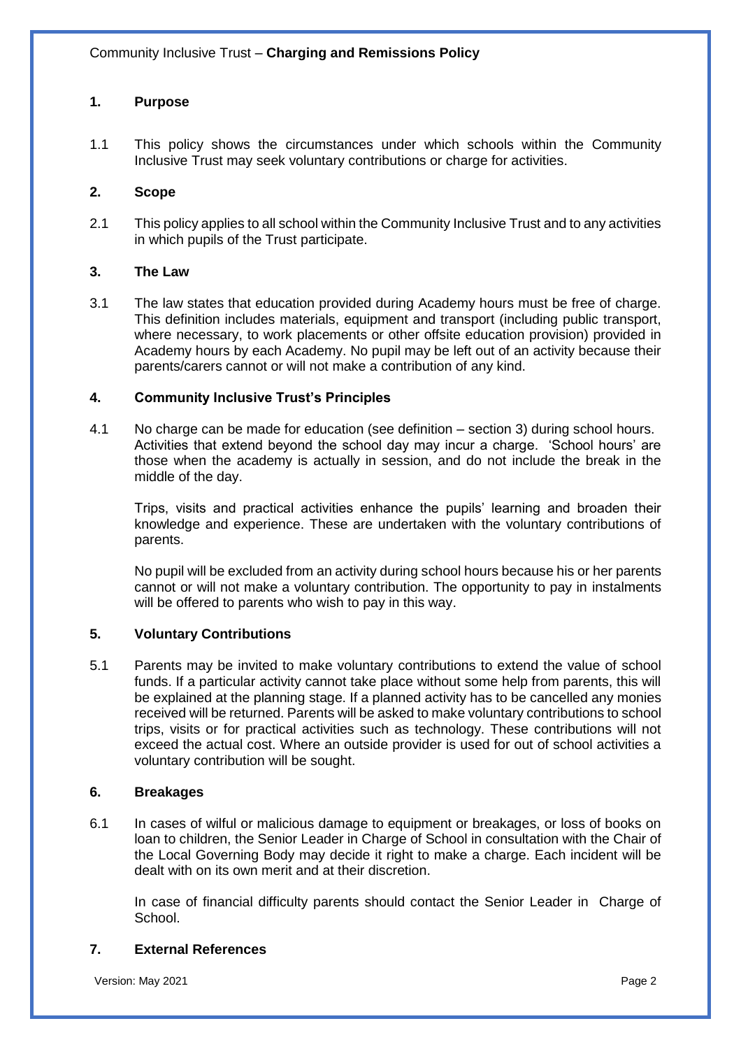## 1. Purpose

1.1 This policy shows the circumstances under which schools within the Community Inclusive Trust may seek voluntary contributions or charge for activities.

## 2. Scope

2.1 This policy applies to all school within the Community Inclusive Trust and to any activities in which pupils of the Trust participate.

## 3. The Law

3.1 The law states that education provided during Academy hours must be free of charge. This definition includes materials, equipment and transport (including public transport, where necessary, to work placements or other offsite education provision) provided in Academy hours by each Academy. No pupil may be left out of an activity because their parents/carers cannot or will not make a contribution of any kind.

## 4. Community Inclusive Trust's Principles

4.1 No charge can be made for education (see definition – section 3) during school hours. Activities that extend beyond the school day may incur a charge. 'School hours' are those when the academy is actually in session, and do not include the break in the middle of the day.

Trips, visits and practical activities enhance the pupils' learning and broaden their knowledge and experience. These are undertaken with the voluntary contributions of parents.

No pupil will be excluded from an activity during school hours because his or her parents cannot or will not make a voluntary contribution. The opportunity to pay in instalments will be offered to parents who wish to pay in this way.

## 5. Voluntary Contributions

5.1 Parents may be invited to make voluntary contributions to extend the value of school funds. If a particular activity cannot take place without some help from parents, this will be explained at the planning stage. If a planned activity has to be cancelled any monies received will be returned. Parents will be asked to make voluntary contributions to school trips, visits or for practical activities such as technology. These contributions will not exceed the actual cost. Where an outside provider is used for out of school activities a voluntary contribution will be sought.

## 6. Breakages

6.1 In cases of wilful or malicious damage to equipment or breakages, or loss of books on loan to children, the Senior Leader in Charge of School in consultation with the Chair of the Local Governing Body may decide it right to make a charge. Each incident will be dealt with on its own merit and at their discretion.

In case of financial difficulty parents should contact the Senior Leader in Charge of School.

## 7. External References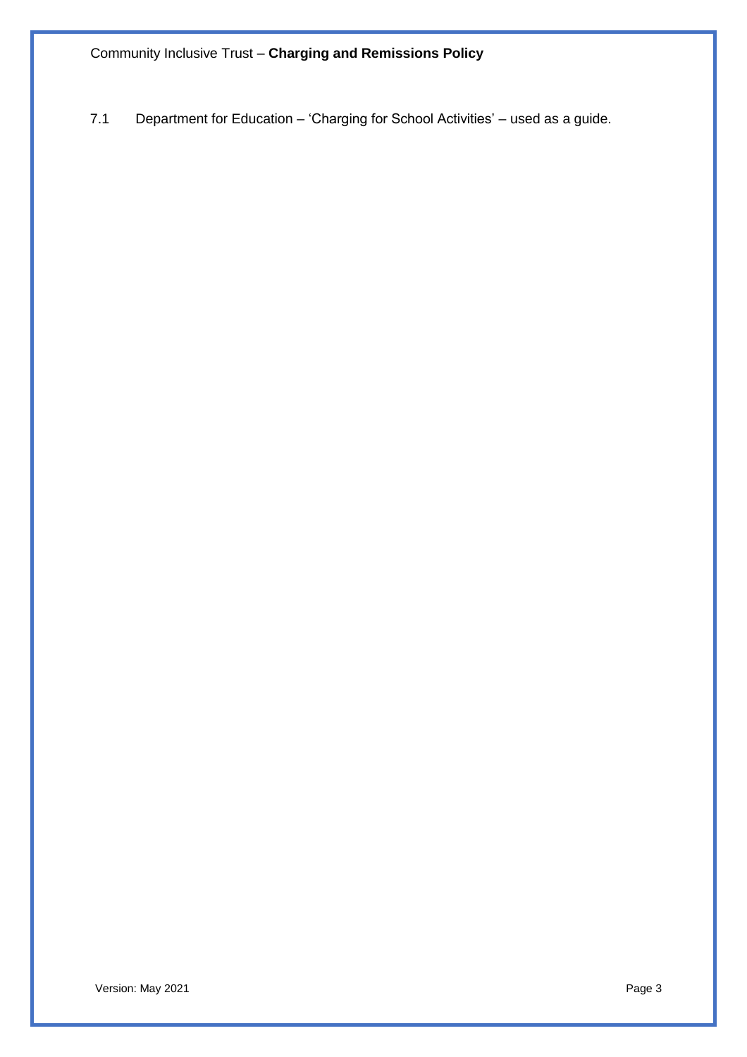7.1 Department for Education – 'Charging for School Activities' – used as a guide.